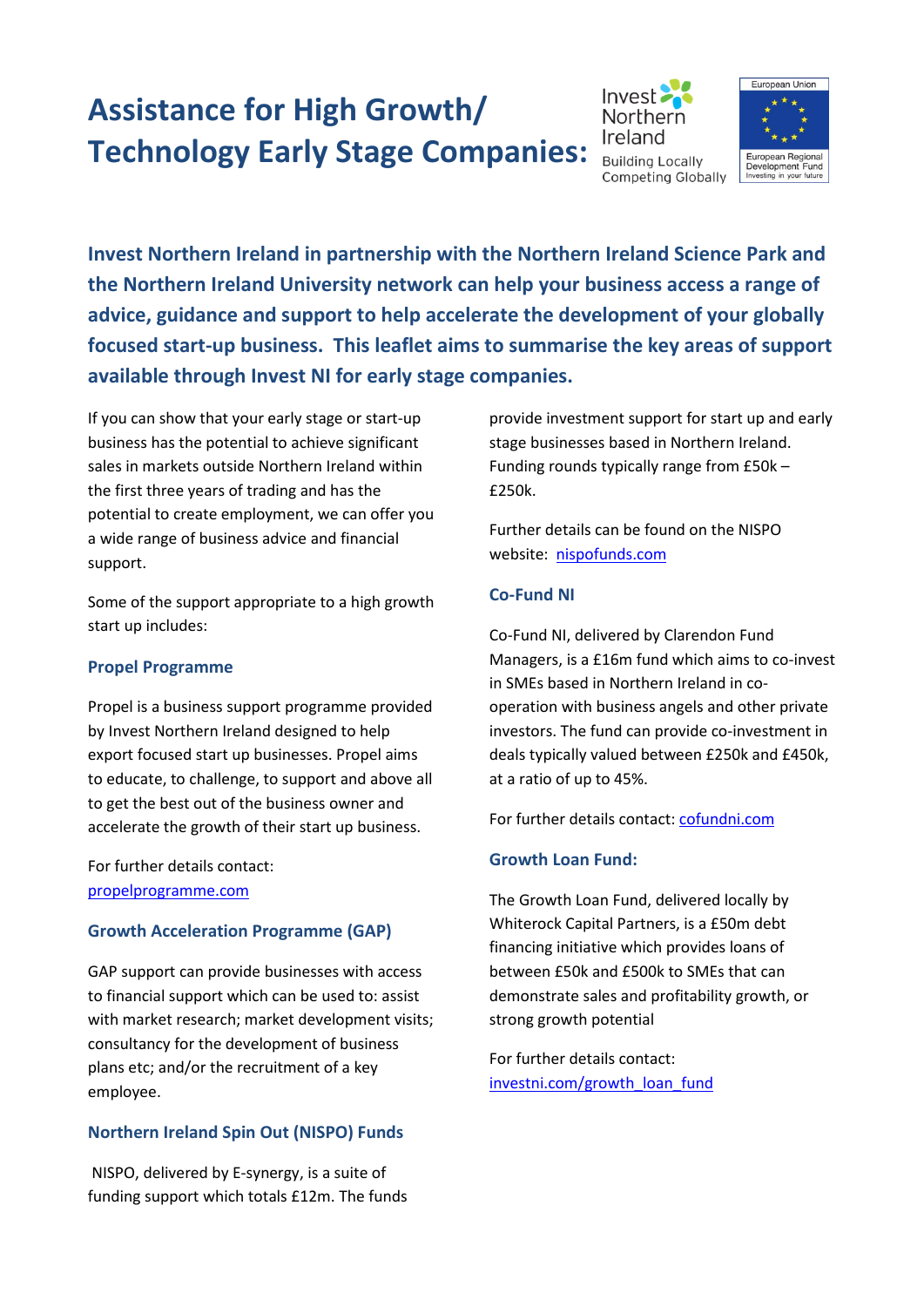# Assistance for High Growth/ Technology Early Stage Companies:

Invest Northern Ireland
Building Locally
Competing Globally

European Union
European Regional Development Fund
Investing in your future

**Invest Northern Ireland in partnership with the Northern Ireland Science Park and the Northern Ireland University network can help your business access a range of advice, guidance and support to help accelerate the development of your globally focused start-up business. This leaflet aims to summarise the key areas of support available through Invest NI for early stage companies.**

If you can show that your early stage or start-up business has the potential to achieve significant sales in markets outside Northern Ireland within the first three years of trading and has the potential to create employment, we can offer you a wide range of business advice and financial support.

Some of the support appropriate to a high growth start up includes:

### Propel Programme

Propel is a business support programme provided by Invest Northern Ireland designed to help export focused start up businesses. Propel aims to educate, to challenge, to support and above all to get the best out of the business owner and accelerate the growth of their start up business.

For further details contact: [propelprogramme.com](propelprogramme.com)

### Growth Acceleration Programme (GAP)

GAP support can provide businesses with access to financial support which can be used to: assist with market research; market development visits; consultancy for the development of business plans etc; and/or the recruitment of a key employee.

### Northern Ireland Spin Out (NISPO) Funds

NISPO, delivered by E-synergy, is a suite of funding support which totals £12m. The funds provide investment support for start up and early stage businesses based in Northern Ireland. Funding rounds typically range from £50k – £250k.

Further details can be found on the NISPO website: [nispofunds.com](nispofunds.com)

### Co-Fund NI

Co-Fund NI, delivered by Clarendon Fund Managers, is a £16m fund which aims to co-invest in SMEs based in Northern Ireland in co-operation with business angels and other private investors. The fund can provide co-investment in deals typically valued between £250k and £450k, at a ratio of up to 45%.

For further details contact: [cofundni.com](cofundni.com)

### Growth Loan Fund:

The Growth Loan Fund, delivered locally by Whiterock Capital Partners, is a £50m debt financing initiative which provides loans of between £50k and £500k to SMEs that can demonstrate sales and profitability growth, or strong growth potential

For further details contact: [investni.com/growth_loan_fund](investni.com/growth_loan_fund)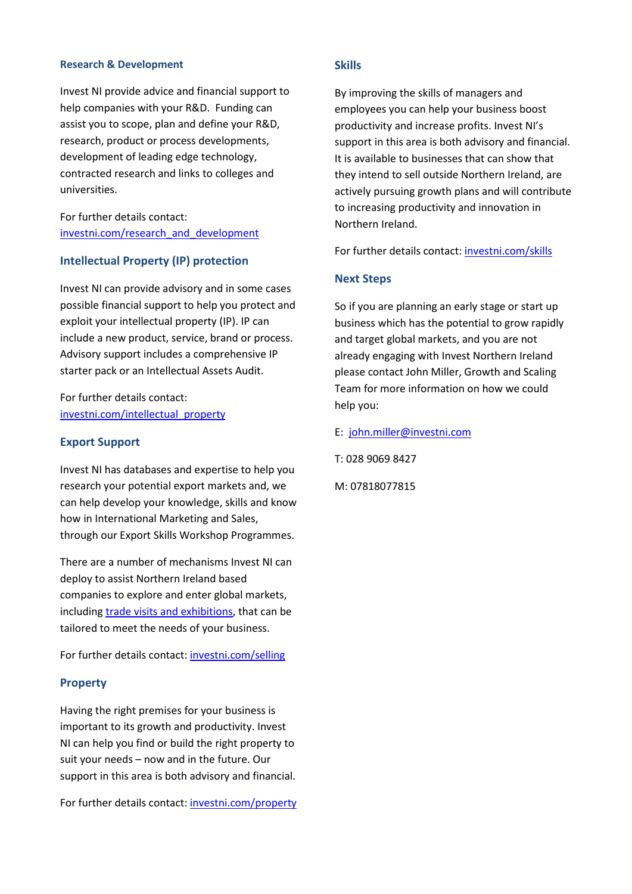## Research & Development

Invest NI provide advice and financial support to help companies with your R&D. Funding can assist you to scope, plan and define your R&D, research, product or process developments, development of leading edge technology, contracted research and links to colleges and universities.

For further details contact: investni.com/research_and_development

## Intellectual Property (IP) protection

Invest NI can provide advisory and in some cases possible financial support to help you protect and exploit your intellectual property (IP). IP can include a new product, service, brand or process. Advisory support includes a comprehensive IP starter pack or an Intellectual Assets Audit.

For further details contact: investni.com/intellectual_property

## Export Support

Invest NI has databases and expertise to help you research your potential export markets and, we can help develop your knowledge, skills and know how in International Marketing and Sales, through our Export Skills Workshop Programmes.

There are a number of mechanisms Invest NI can deploy to assist Northern Ireland based companies to explore and enter global markets, including trade visits and exhibitions, that can be tailored to meet the needs of your business.

For further details contact: investni.com/selling

## Property

Having the right premises for your business is important to its growth and productivity. Invest NI can help you find or build the right property to suit your needs – now and in the future. Our support in this area is both advisory and financial.

For further details contact: investni.com/property

## Skills

By improving the skills of managers and employees you can help your business boost productivity and increase profits. Invest NI's support in this area is both advisory and financial. It is available to businesses that can show that they intend to sell outside Northern Ireland, are actively pursuing growth plans and will contribute to increasing productivity and innovation in Northern Ireland.

For further details contact: investni.com/skills

## Next Steps

So if you are planning an early stage or start up business which has the potential to grow rapidly and target global markets, and you are not already engaging with Invest Northern Ireland please contact John Miller, Growth and Scaling Team for more information on how we could help you:

E: john.miller@investni.com

T: 028 9069 8427

M: 07818077815